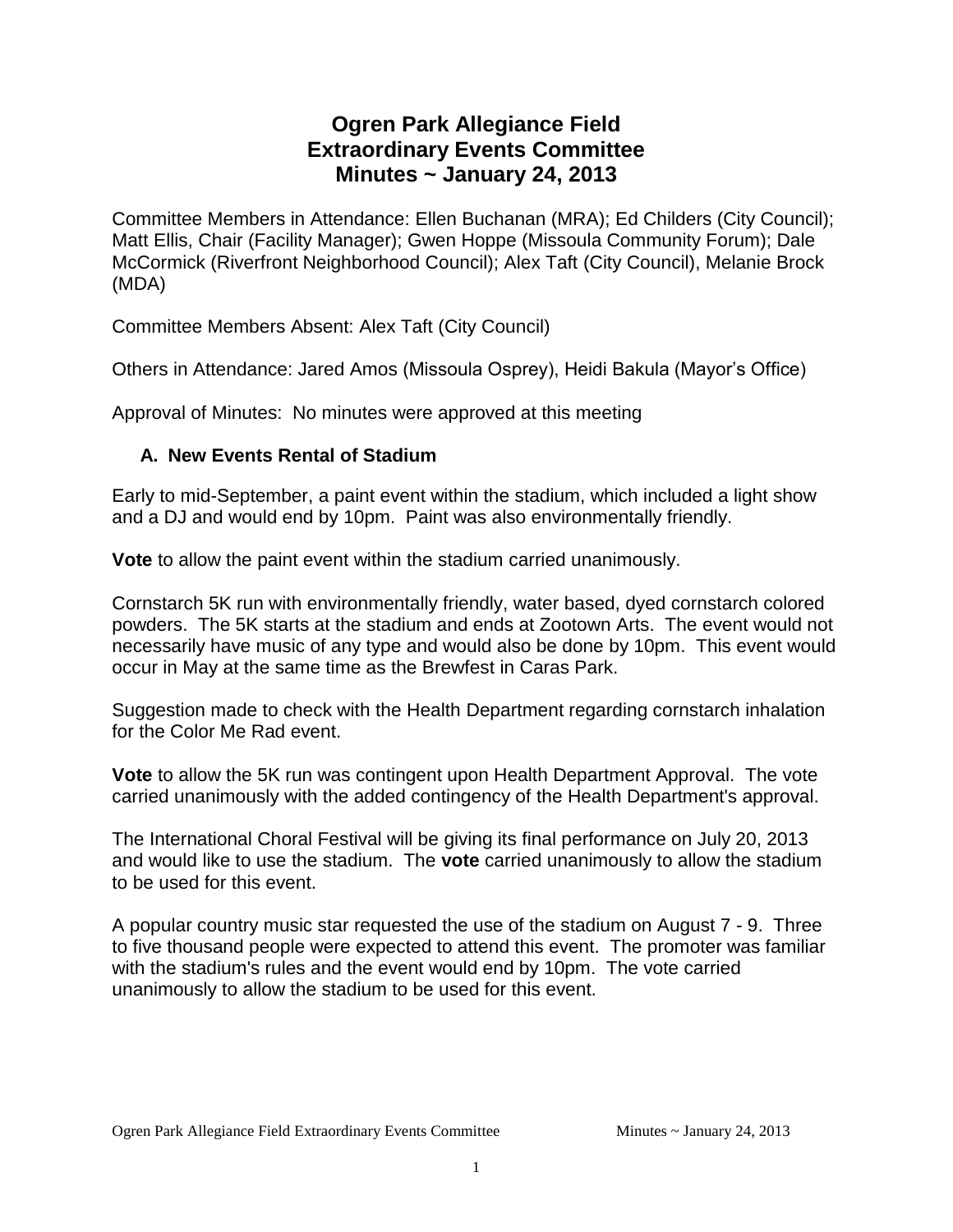# Ogren Park Allegiance Field
# Extraordinary Events Committee
# Minutes ~ January 24, 2013

Committee Members in Attendance: Ellen Buchanan (MRA); Ed Childers (City Council); Matt Ellis, Chair (Facility Manager); Gwen Hoppe (Missoula Community Forum); Dale McCormick (Riverfront Neighborhood Council); Alex Taft (City Council), Melanie Brock (MDA)

Committee Members Absent: Alex Taft (City Council)

Others in Attendance: Jared Amos (Missoula Osprey), Heidi Bakula (Mayor's Office)

Approval of Minutes: No minutes were approved at this meeting

## A. New Events Rental of Stadium

Early to mid-September, a paint event within the stadium, which included a light show and a DJ and would end by 10pm. Paint was also environmentally friendly.

**Vote** to allow the paint event within the stadium carried unanimously.

Cornstarch 5K run with environmentally friendly, water based, dyed cornstarch colored powders. The 5K starts at the stadium and ends at Zootown Arts. The event would not necessarily have music of any type and would also be done by 10pm. This event would occur in May at the same time as the Brewfest in Caras Park.

Suggestion made to check with the Health Department regarding cornstarch inhalation for the Color Me Rad event.

**Vote** to allow the 5K run was contingent upon Health Department Approval. The vote carried unanimously with the added contingency of the Health Department's approval.

The International Choral Festival will be giving its final performance on July 20, 2013 and would like to use the stadium. The **vote** carried unanimously to allow the stadium to be used for this event.

A popular country music star requested the use of the stadium on August 7 - 9. Three to five thousand people were expected to attend this event. The promoter was familiar with the stadium's rules and the event would end by 10pm. The vote carried unanimously to allow the stadium to be used for this event.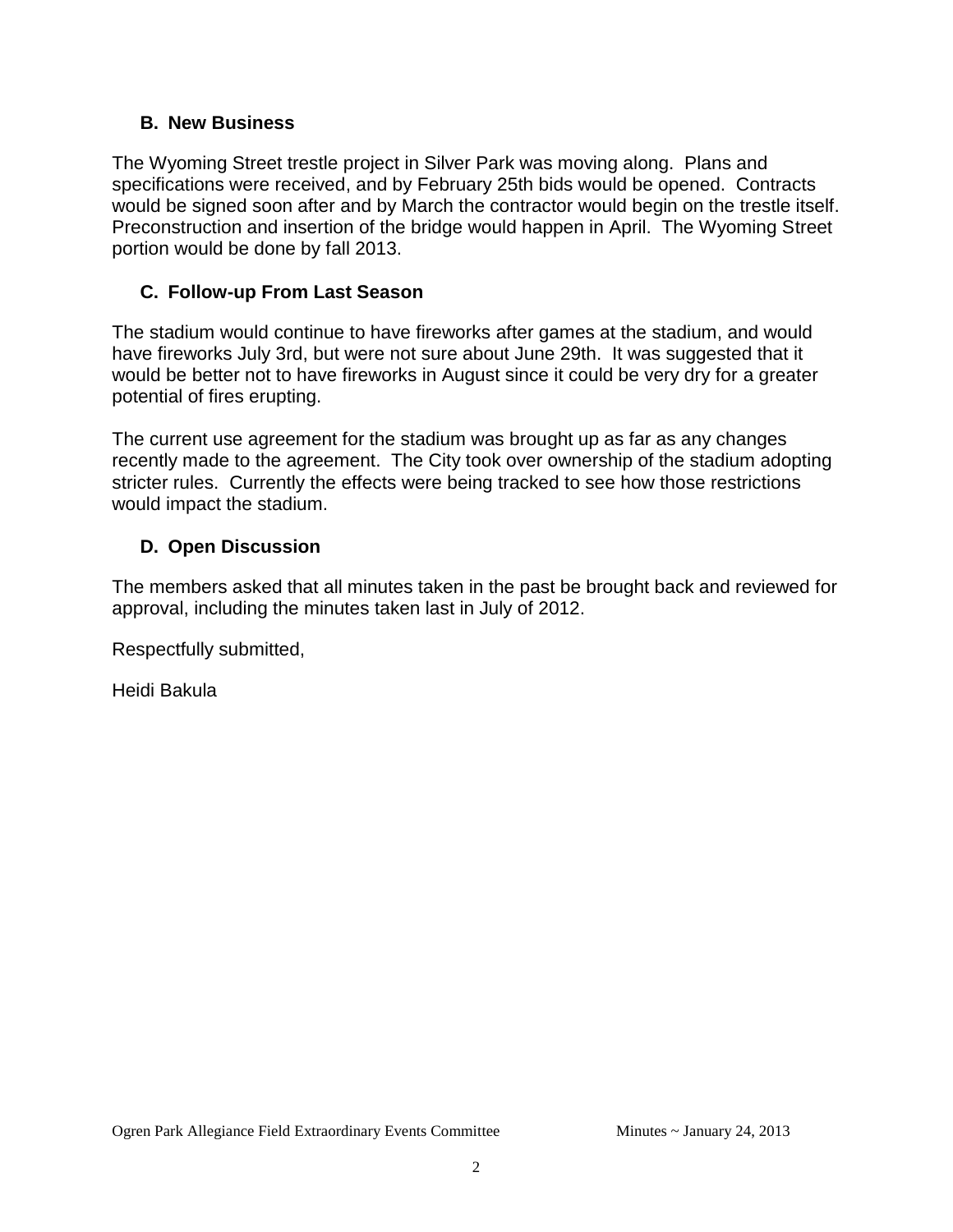### B. New Business

The Wyoming Street trestle project in Silver Park was moving along. Plans and specifications were received, and by February 25th bids would be opened. Contracts would be signed soon after and by March the contractor would begin on the trestle itself. Preconstruction and insertion of the bridge would happen in April. The Wyoming Street portion would be done by fall 2013.

### C. Follow-up From Last Season

The stadium would continue to have fireworks after games at the stadium, and would have fireworks July 3rd, but were not sure about June 29th. It was suggested that it would be better not to have fireworks in August since it could be very dry for a greater potential of fires erupting.

The current use agreement for the stadium was brought up as far as any changes recently made to the agreement. The City took over ownership of the stadium adopting stricter rules. Currently the effects were being tracked to see how those restrictions would impact the stadium.

### D. Open Discussion

The members asked that all minutes taken in the past be brought back and reviewed for approval, including the minutes taken last in July of 2012.

Respectfully submitted,

Heidi Bakula